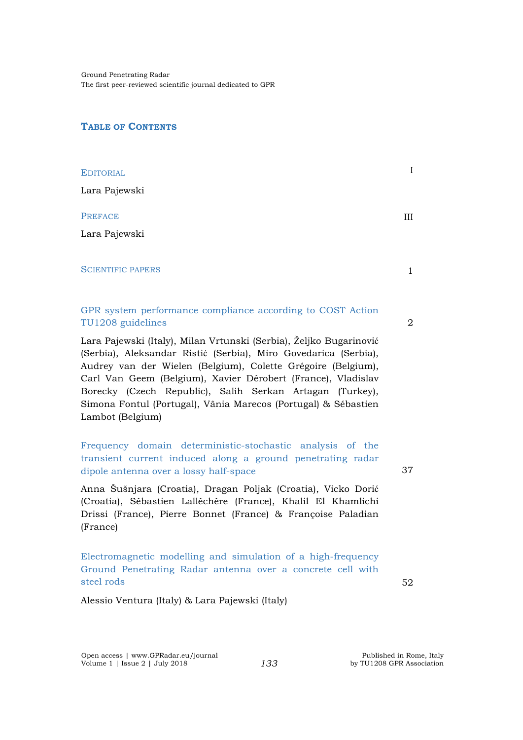# Table of Contents

| | |
|---|---|
| EDITORIAL<br>Lara Pajewski | I |
| PREFACE<br>Lara Pajewski | III |
| SCIENTIFIC PAPERS | 1 |
| GPR system performance compliance according to COST Action TU1208 guidelines<br>Lara Pajewski (Italy), Milan Vrtunski (Serbia), Željko Bugarinović (Serbia), Aleksandar Ristić (Serbia), Miro Govedarica (Serbia), Audrey van der Wielen (Belgium), Colette Grégoire (Belgium), Carl Van Geem (Belgium), Xavier Dérobert (France), Vladislav Borecky (Czech Republic), Salih Serkan Artagan (Turkey), Simona Fontul (Portugal), Vânia Marecos (Portugal) & Sébastien Lambot (Belgium) | 2 |
| Frequency domain deterministic-stochastic analysis of the transient current induced along a ground penetrating radar dipole antenna over a lossy half-space<br>Anna Šušnjara (Croatia), Dragan Poljak (Croatia), Vicko Dorić (Croatia), Sébastien Lalléchère (France), Khalil El Khamlichi Drissi (France), Pierre Bonnet (France) & Françoise Paladian (France) | 37 |
| Electromagnetic modelling and simulation of a high-frequency Ground Penetrating Radar antenna over a concrete cell with steel rods<br>Alessio Ventura (Italy) & Lara Pajewski (Italy) | 52 |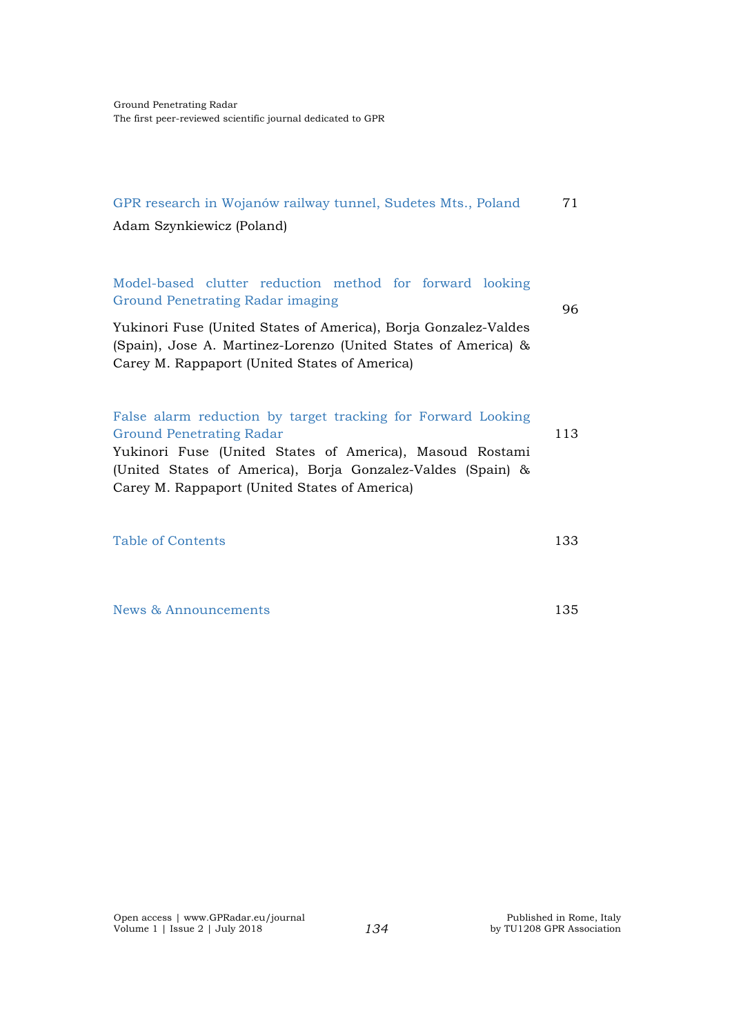GPR research in Wojanów railway tunnel, Sudetes Mts., Poland — 71

Adam Szynkiewicz (Poland)

Model-based clutter reduction method for forward looking Ground Penetrating Radar imaging — 96

Yukinori Fuse (United States of America), Borja Gonzalez-Valdes (Spain), Jose A. Martinez-Lorenzo (United States of America) & Carey M. Rappaport (United States of America)

False alarm reduction by target tracking for Forward Looking Ground Penetrating Radar — 113

Yukinori Fuse (United States of America), Masoud Rostami (United States of America), Borja Gonzalez-Valdes (Spain) & Carey M. Rappaport (United States of America)

Table of Contents — 133

News & Announcements — 135